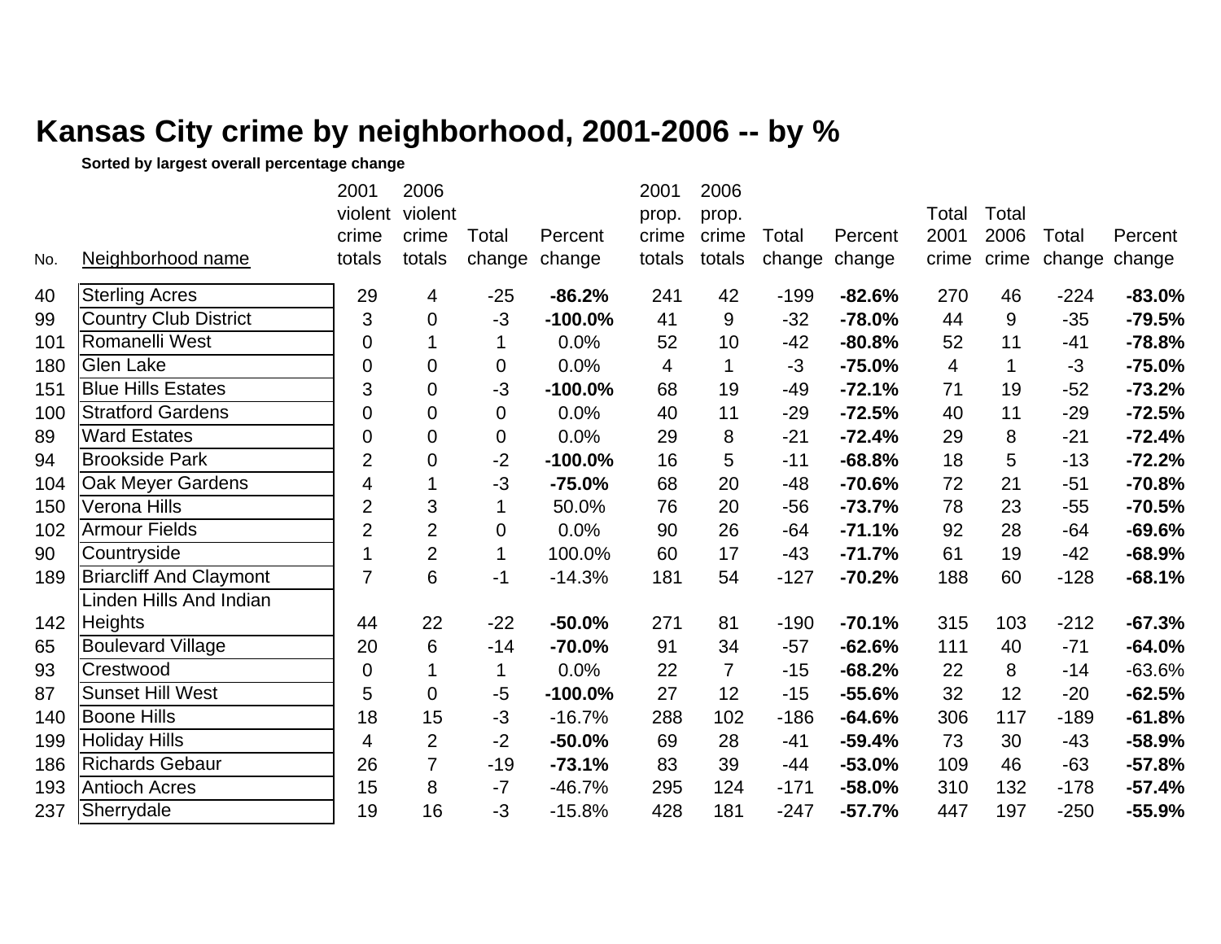# Kansas City crime by neighborhood, 2001-2006 -- by %

**Sorted by largest overall percentage change**

| No. | Neighborhood name | 2001 violent crime totals | 2006 violent crime totals | Total change | Percent change | 2001 prop. crime totals | 2006 prop. crime totals | Total change | Percent change | Total 2001 crime | Total 2006 crime | Total change | Percent change |
|---|---|---|---|---|---|---|---|---|---|---|---|---|---|
| 40 | Sterling Acres | 29 | 4 | -25 | **-86.2%** | 241 | 42 | -199 | **-82.6%** | 270 | 46 | -224 | **-83.0%** |
| 99 | Country Club District | 3 | 0 | -3 | **-100.0%** | 41 | 9 | -32 | **-78.0%** | 44 | 9 | -35 | **-79.5%** |
| 101 | Romanelli West | 0 | 1 | 1 | 0.0% | 52 | 10 | -42 | **-80.8%** | 52 | 11 | -41 | **-78.8%** |
| 180 | Glen Lake | 0 | 0 | 0 | 0.0% | 4 | 1 | -3 | **-75.0%** | 4 | 1 | -3 | **-75.0%** |
| 151 | Blue Hills Estates | 3 | 0 | -3 | **-100.0%** | 68 | 19 | -49 | **-72.1%** | 71 | 19 | -52 | **-73.2%** |
| 100 | Stratford Gardens | 0 | 0 | 0 | 0.0% | 40 | 11 | -29 | **-72.5%** | 40 | 11 | -29 | **-72.5%** |
| 89 | Ward Estates | 0 | 0 | 0 | 0.0% | 29 | 8 | -21 | **-72.4%** | 29 | 8 | -21 | **-72.4%** |
| 94 | Brookside Park | 2 | 0 | -2 | **-100.0%** | 16 | 5 | -11 | **-68.8%** | 18 | 5 | -13 | **-72.2%** |
| 104 | Oak Meyer Gardens | 4 | 1 | -3 | **-75.0%** | 68 | 20 | -48 | **-70.6%** | 72 | 21 | -51 | **-70.8%** |
| 150 | Verona Hills | 2 | 3 | 1 | 50.0% | 76 | 20 | -56 | **-73.7%** | 78 | 23 | -55 | **-70.5%** |
| 102 | Armour Fields | 2 | 2 | 0 | 0.0% | 90 | 26 | -64 | **-71.1%** | 92 | 28 | -64 | **-69.6%** |
| 90 | Countryside | 1 | 2 | 1 | 100.0% | 60 | 17 | -43 | **-71.7%** | 61 | 19 | -42 | **-68.9%** |
| 189 | Briarcliff And Claymont | 7 | 6 | -1 | -14.3% | 181 | 54 | -127 | **-70.2%** | 188 | 60 | -128 | **-68.1%** |
| 142 | Linden Hills And Indian Heights | 44 | 22 | -22 | **-50.0%** | 271 | 81 | -190 | **-70.1%** | 315 | 103 | -212 | **-67.3%** |
| 65 | Boulevard Village | 20 | 6 | -14 | **-70.0%** | 91 | 34 | -57 | **-62.6%** | 111 | 40 | -71 | **-64.0%** |
| 93 | Crestwood | 0 | 1 | 1 | 0.0% | 22 | 7 | -15 | **-68.2%** | 22 | 8 | -14 | -63.6% |
| 87 | Sunset Hill West | 5 | 0 | -5 | **-100.0%** | 27 | 12 | -15 | **-55.6%** | 32 | 12 | -20 | **-62.5%** |
| 140 | Boone Hills | 18 | 15 | -3 | -16.7% | 288 | 102 | -186 | **-64.6%** | 306 | 117 | -189 | **-61.8%** |
| 199 | Holiday Hills | 4 | 2 | -2 | **-50.0%** | 69 | 28 | -41 | **-59.4%** | 73 | 30 | -43 | **-58.9%** |
| 186 | Richards Gebaur | 26 | 7 | -19 | **-73.1%** | 83 | 39 | -44 | **-53.0%** | 109 | 46 | -63 | **-57.8%** |
| 193 | Antioch Acres | 15 | 8 | -7 | -46.7% | 295 | 124 | -171 | **-58.0%** | 310 | 132 | -178 | **-57.4%** |
| 237 | Sherrydale | 19 | 16 | -3 | -15.8% | 428 | 181 | -247 | **-57.7%** | 447 | 197 | -250 | **-55.9%** |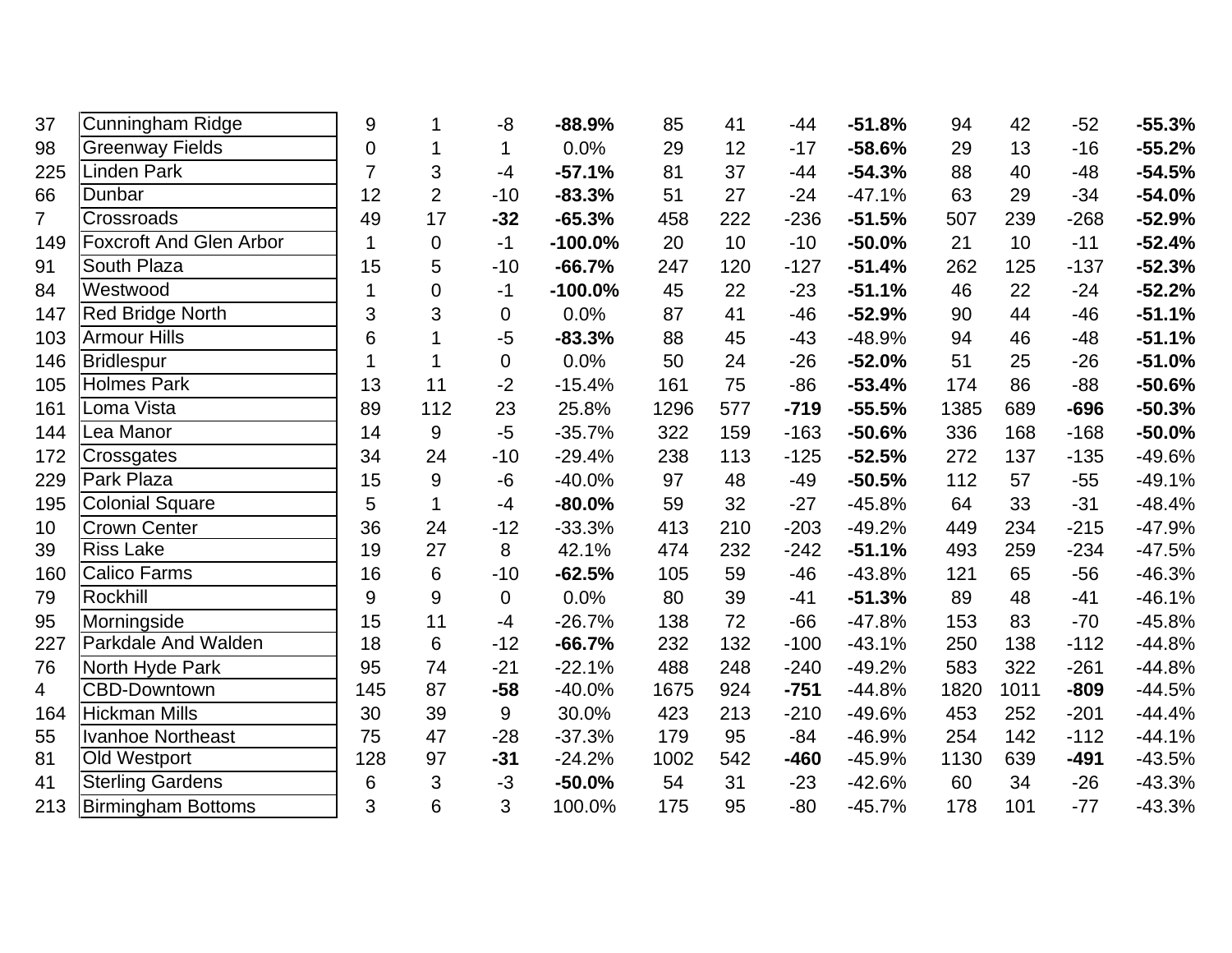| | | | | | | | | | | | | | |
|---|---|---|---|---|---|---|---|---|---|---|---|---|---|
| 37 | Cunningham Ridge | 9 | 1 | -8 | **-88.9%** | 85 | 41 | -44 | **-51.8%** | 94 | 42 | -52 | **-55.3%** |
| 98 | Greenway Fields | 0 | 1 | 1 | 0.0% | 29 | 12 | -17 | **-58.6%** | 29 | 13 | -16 | **-55.2%** |
| 225 | Linden Park | 7 | 3 | -4 | **-57.1%** | 81 | 37 | -44 | **-54.3%** | 88 | 40 | -48 | **-54.5%** |
| 66 | Dunbar | 12 | 2 | -10 | **-83.3%** | 51 | 27 | -24 | -47.1% | 63 | 29 | -34 | **-54.0%** |
| 7 | Crossroads | 49 | 17 | **-32** | **-65.3%** | 458 | 222 | -236 | **-51.5%** | 507 | 239 | -268 | **-52.9%** |
| 149 | Foxcroft And Glen Arbor | 1 | 0 | -1 | **-100.0%** | 20 | 10 | -10 | **-50.0%** | 21 | 10 | -11 | **-52.4%** |
| 91 | South Plaza | 15 | 5 | -10 | **-66.7%** | 247 | 120 | -127 | **-51.4%** | 262 | 125 | -137 | **-52.3%** |
| 84 | Westwood | 1 | 0 | -1 | **-100.0%** | 45 | 22 | -23 | **-51.1%** | 46 | 22 | -24 | **-52.2%** |
| 147 | Red Bridge North | 3 | 3 | 0 | 0.0% | 87 | 41 | -46 | **-52.9%** | 90 | 44 | -46 | **-51.1%** |
| 103 | Armour Hills | 6 | 1 | -5 | **-83.3%** | 88 | 45 | -43 | -48.9% | 94 | 46 | -48 | **-51.1%** |
| 146 | Bridlespur | 1 | 1 | 0 | 0.0% | 50 | 24 | -26 | **-52.0%** | 51 | 25 | -26 | **-51.0%** |
| 105 | Holmes Park | 13 | 11 | -2 | -15.4% | 161 | 75 | -86 | **-53.4%** | 174 | 86 | -88 | **-50.6%** |
| 161 | Loma Vista | 89 | 112 | 23 | 25.8% | 1296 | 577 | **-719** | **-55.5%** | 1385 | 689 | **-696** | **-50.3%** |
| 144 | Lea Manor | 14 | 9 | -5 | -35.7% | 322 | 159 | -163 | **-50.6%** | 336 | 168 | -168 | **-50.0%** |
| 172 | Crossgates | 34 | 24 | -10 | -29.4% | 238 | 113 | -125 | **-52.5%** | 272 | 137 | -135 | -49.6% |
| 229 | Park Plaza | 15 | 9 | -6 | -40.0% | 97 | 48 | -49 | **-50.5%** | 112 | 57 | -55 | -49.1% |
| 195 | Colonial Square | 5 | 1 | -4 | **-80.0%** | 59 | 32 | -27 | -45.8% | 64 | 33 | -31 | -48.4% |
| 10 | Crown Center | 36 | 24 | -12 | -33.3% | 413 | 210 | -203 | -49.2% | 449 | 234 | -215 | -47.9% |
| 39 | Riss Lake | 19 | 27 | 8 | 42.1% | 474 | 232 | -242 | **-51.1%** | 493 | 259 | -234 | -47.5% |
| 160 | Calico Farms | 16 | 6 | -10 | **-62.5%** | 105 | 59 | -46 | -43.8% | 121 | 65 | -56 | -46.3% |
| 79 | Rockhill | 9 | 9 | 0 | 0.0% | 80 | 39 | -41 | **-51.3%** | 89 | 48 | -41 | -46.1% |
| 95 | Morningside | 15 | 11 | -4 | -26.7% | 138 | 72 | -66 | -47.8% | 153 | 83 | -70 | -45.8% |
| 227 | Parkdale And Walden | 18 | 6 | -12 | **-66.7%** | 232 | 132 | -100 | -43.1% | 250 | 138 | -112 | -44.8% |
| 76 | North Hyde Park | 95 | 74 | -21 | -22.1% | 488 | 248 | -240 | -49.2% | 583 | 322 | -261 | -44.8% |
| 4 | CBD-Downtown | 145 | 87 | **-58** | -40.0% | 1675 | 924 | **-751** | -44.8% | 1820 | 1011 | **-809** | -44.5% |
| 164 | Hickman Mills | 30 | 39 | 9 | 30.0% | 423 | 213 | -210 | -49.6% | 453 | 252 | -201 | -44.4% |
| 55 | Ivanhoe Northeast | 75 | 47 | -28 | -37.3% | 179 | 95 | -84 | -46.9% | 254 | 142 | -112 | -44.1% |
| 81 | Old Westport | 128 | 97 | **-31** | -24.2% | 1002 | 542 | **-460** | -45.9% | 1130 | 639 | **-491** | -43.5% |
| 41 | Sterling Gardens | 6 | 3 | -3 | **-50.0%** | 54 | 31 | -23 | -42.6% | 60 | 34 | -26 | -43.3% |
| 213 | Birmingham Bottoms | 3 | 6 | 3 | 100.0% | 175 | 95 | -80 | -45.7% | 178 | 101 | -77 | -43.3% |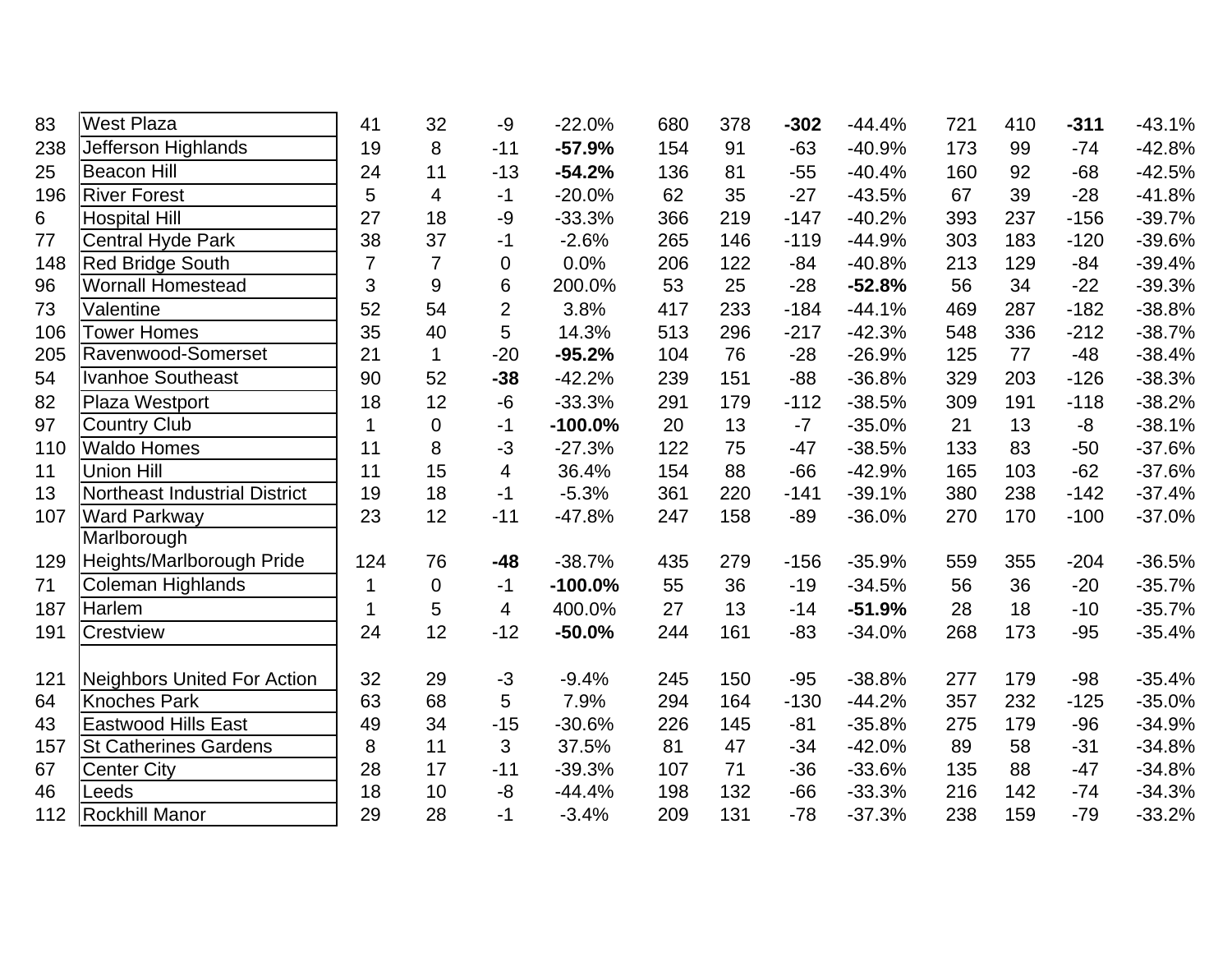| | | | | | | | | | | | | | |
|---|---|---|---|---|---|---|---|---|---|---|---|---|---|
| 83 | West Plaza | 41 | 32 | -9 | -22.0% | 680 | 378 | **-302** | -44.4% | 721 | 410 | **-311** | -43.1% |
| 238 | Jefferson Highlands | 19 | 8 | -11 | **-57.9%** | 154 | 91 | -63 | -40.9% | 173 | 99 | -74 | -42.8% |
| 25 | Beacon Hill | 24 | 11 | -13 | **-54.2%** | 136 | 81 | -55 | -40.4% | 160 | 92 | -68 | -42.5% |
| 196 | River Forest | 5 | 4 | -1 | -20.0% | 62 | 35 | -27 | -43.5% | 67 | 39 | -28 | -41.8% |
| 6 | Hospital Hill | 27 | 18 | -9 | -33.3% | 366 | 219 | -147 | -40.2% | 393 | 237 | -156 | -39.7% |
| 77 | Central Hyde Park | 38 | 37 | -1 | -2.6% | 265 | 146 | -119 | -44.9% | 303 | 183 | -120 | -39.6% |
| 148 | Red Bridge South | 7 | 7 | 0 | 0.0% | 206 | 122 | -84 | -40.8% | 213 | 129 | -84 | -39.4% |
| 96 | Wornall Homestead | 3 | 9 | 6 | 200.0% | 53 | 25 | -28 | **-52.8%** | 56 | 34 | -22 | -39.3% |
| 73 | Valentine | 52 | 54 | 2 | 3.8% | 417 | 233 | -184 | -44.1% | 469 | 287 | -182 | -38.8% |
| 106 | Tower Homes | 35 | 40 | 5 | 14.3% | 513 | 296 | -217 | -42.3% | 548 | 336 | -212 | -38.7% |
| 205 | Ravenwood-Somerset | 21 | 1 | -20 | **-95.2%** | 104 | 76 | -28 | -26.9% | 125 | 77 | -48 | -38.4% |
| 54 | Ivanhoe Southeast | 90 | 52 | **-38** | -42.2% | 239 | 151 | -88 | -36.8% | 329 | 203 | -126 | -38.3% |
| 82 | Plaza Westport | 18 | 12 | -6 | -33.3% | 291 | 179 | -112 | -38.5% | 309 | 191 | -118 | -38.2% |
| 97 | Country Club | 1 | 0 | -1 | **-100.0%** | 20 | 13 | -7 | -35.0% | 21 | 13 | -8 | -38.1% |
| 110 | Waldo Homes | 11 | 8 | -3 | -27.3% | 122 | 75 | -47 | -38.5% | 133 | 83 | -50 | -37.6% |
| 11 | Union Hill | 11 | 15 | 4 | 36.4% | 154 | 88 | -66 | -42.9% | 165 | 103 | -62 | -37.6% |
| 13 | Northeast Industrial District | 19 | 18 | -1 | -5.3% | 361 | 220 | -141 | -39.1% | 380 | 238 | -142 | -37.4% |
| 107 | Ward Parkway | 23 | 12 | -11 | -47.8% | 247 | 158 | -89 | -36.0% | 270 | 170 | -100 | -37.0% |
| 129 | Marlborough Heights/Marlborough Pride | 124 | 76 | **-48** | -38.7% | 435 | 279 | -156 | -35.9% | 559 | 355 | -204 | -36.5% |
| 71 | Coleman Highlands | 1 | 0 | -1 | **-100.0%** | 55 | 36 | -19 | -34.5% | 56 | 36 | -20 | -35.7% |
| 187 | Harlem | 1 | 5 | 4 | 400.0% | 27 | 13 | -14 | **-51.9%** | 28 | 18 | -10 | -35.7% |
| 191 | Crestview | 24 | 12 | -12 | **-50.0%** | 244 | 161 | -83 | -34.0% | 268 | 173 | -95 | -35.4% |
| 121 | Neighbors United For Action | 32 | 29 | -3 | -9.4% | 245 | 150 | -95 | -38.8% | 277 | 179 | -98 | -35.4% |
| 64 | Knoches Park | 63 | 68 | 5 | 7.9% | 294 | 164 | -130 | -44.2% | 357 | 232 | -125 | -35.0% |
| 43 | Eastwood Hills East | 49 | 34 | -15 | -30.6% | 226 | 145 | -81 | -35.8% | 275 | 179 | -96 | -34.9% |
| 157 | St Catherines Gardens | 8 | 11 | 3 | 37.5% | 81 | 47 | -34 | -42.0% | 89 | 58 | -31 | -34.8% |
| 67 | Center City | 28 | 17 | -11 | -39.3% | 107 | 71 | -36 | -33.6% | 135 | 88 | -47 | -34.8% |
| 46 | Leeds | 18 | 10 | -8 | -44.4% | 198 | 132 | -66 | -33.3% | 216 | 142 | -74 | -34.3% |
| 112 | Rockhill Manor | 29 | 28 | -1 | -3.4% | 209 | 131 | -78 | -37.3% | 238 | 159 | -79 | -33.2% |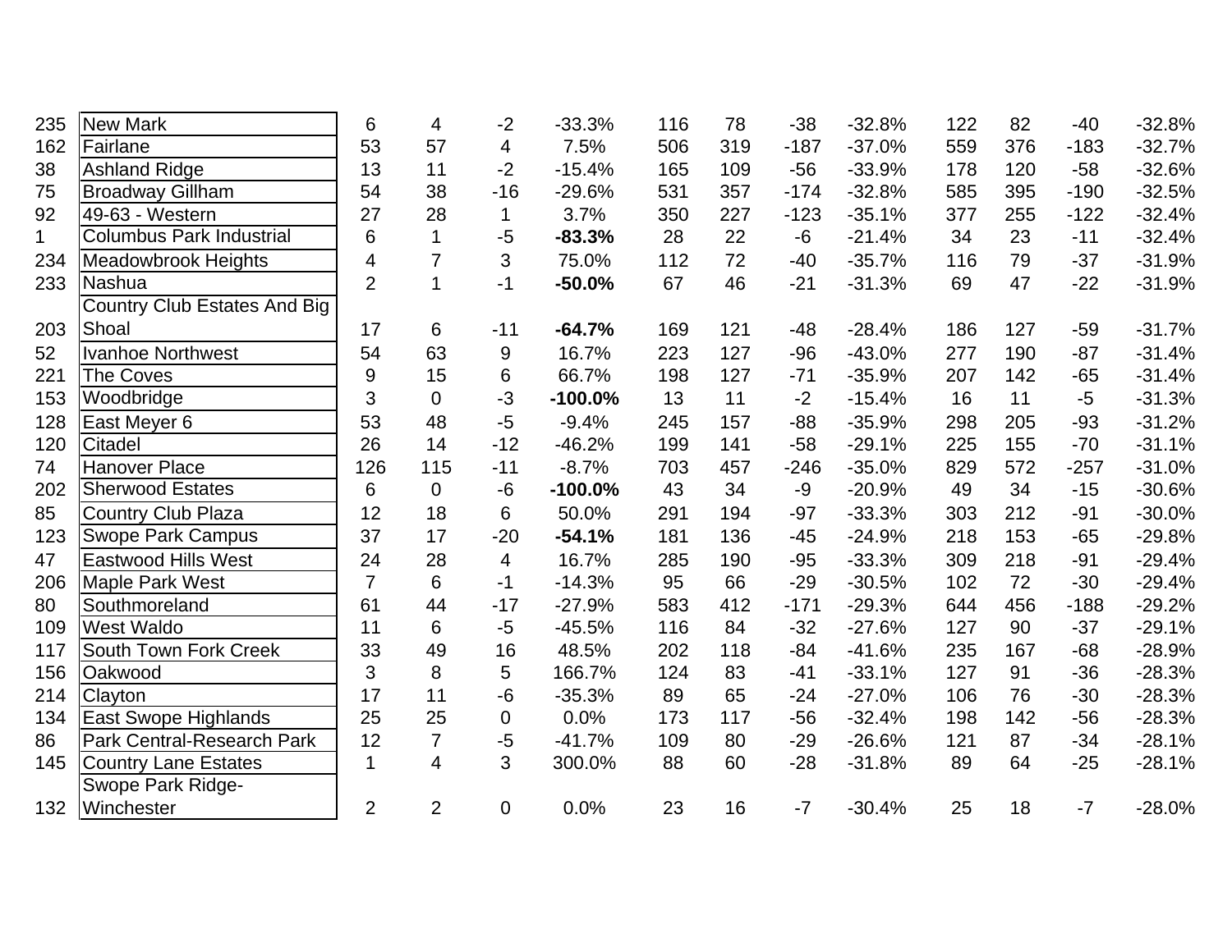| | | | | | | | | | | | | | |
|---|---|---|---|---|---|---|---|---|---|---|---|---|---|
| 235 | New Mark | 6 | 4 | -2 | -33.3% | 116 | 78 | -38 | -32.8% | 122 | 82 | -40 | -32.8% |
| 162 | Fairlane | 53 | 57 | 4 | 7.5% | 506 | 319 | -187 | -37.0% | 559 | 376 | -183 | -32.7% |
| 38 | Ashland Ridge | 13 | 11 | -2 | -15.4% | 165 | 109 | -56 | -33.9% | 178 | 120 | -58 | -32.6% |
| 75 | Broadway Gillham | 54 | 38 | -16 | -29.6% | 531 | 357 | -174 | -32.8% | 585 | 395 | -190 | -32.5% |
| 92 | 49-63 - Western | 27 | 28 | 1 | 3.7% | 350 | 227 | -123 | -35.1% | 377 | 255 | -122 | -32.4% |
| 1 | Columbus Park Industrial | 6 | 1 | -5 | **-83.3%** | 28 | 22 | -6 | -21.4% | 34 | 23 | -11 | -32.4% |
| 234 | Meadowbrook Heights | 4 | 7 | 3 | 75.0% | 112 | 72 | -40 | -35.7% | 116 | 79 | -37 | -31.9% |
| 233 | Nashua | 2 | 1 | -1 | **-50.0%** | 67 | 46 | -21 | -31.3% | 69 | 47 | -22 | -31.9% |
| 203 | Country Club Estates And Big Shoal | 17 | 6 | -11 | **-64.7%** | 169 | 121 | -48 | -28.4% | 186 | 127 | -59 | -31.7% |
| 52 | Ivanhoe Northwest | 54 | 63 | 9 | 16.7% | 223 | 127 | -96 | -43.0% | 277 | 190 | -87 | -31.4% |
| 221 | The Coves | 9 | 15 | 6 | 66.7% | 198 | 127 | -71 | -35.9% | 207 | 142 | -65 | -31.4% |
| 153 | Woodbridge | 3 | 0 | -3 | **-100.0%** | 13 | 11 | -2 | -15.4% | 16 | 11 | -5 | -31.3% |
| 128 | East Meyer 6 | 53 | 48 | -5 | -9.4% | 245 | 157 | -88 | -35.9% | 298 | 205 | -93 | -31.2% |
| 120 | Citadel | 26 | 14 | -12 | -46.2% | 199 | 141 | -58 | -29.1% | 225 | 155 | -70 | -31.1% |
| 74 | Hanover Place | 126 | 115 | -11 | -8.7% | 703 | 457 | -246 | -35.0% | 829 | 572 | -257 | -31.0% |
| 202 | Sherwood Estates | 6 | 0 | -6 | **-100.0%** | 43 | 34 | -9 | -20.9% | 49 | 34 | -15 | -30.6% |
| 85 | Country Club Plaza | 12 | 18 | 6 | 50.0% | 291 | 194 | -97 | -33.3% | 303 | 212 | -91 | -30.0% |
| 123 | Swope Park Campus | 37 | 17 | -20 | **-54.1%** | 181 | 136 | -45 | -24.9% | 218 | 153 | -65 | -29.8% |
| 47 | Eastwood Hills West | 24 | 28 | 4 | 16.7% | 285 | 190 | -95 | -33.3% | 309 | 218 | -91 | -29.4% |
| 206 | Maple Park West | 7 | 6 | -1 | -14.3% | 95 | 66 | -29 | -30.5% | 102 | 72 | -30 | -29.4% |
| 80 | Southmoreland | 61 | 44 | -17 | -27.9% | 583 | 412 | -171 | -29.3% | 644 | 456 | -188 | -29.2% |
| 109 | West Waldo | 11 | 6 | -5 | -45.5% | 116 | 84 | -32 | -27.6% | 127 | 90 | -37 | -29.1% |
| 117 | South Town Fork Creek | 33 | 49 | 16 | 48.5% | 202 | 118 | -84 | -41.6% | 235 | 167 | -68 | -28.9% |
| 156 | Oakwood | 3 | 8 | 5 | 166.7% | 124 | 83 | -41 | -33.1% | 127 | 91 | -36 | -28.3% |
| 214 | Clayton | 17 | 11 | -6 | -35.3% | 89 | 65 | -24 | -27.0% | 106 | 76 | -30 | -28.3% |
| 134 | East Swope Highlands | 25 | 25 | 0 | 0.0% | 173 | 117 | -56 | -32.4% | 198 | 142 | -56 | -28.3% |
| 86 | Park Central-Research Park | 12 | 7 | -5 | -41.7% | 109 | 80 | -29 | -26.6% | 121 | 87 | -34 | -28.1% |
| 145 | Country Lane Estates | 1 | 4 | 3 | 300.0% | 88 | 60 | -28 | -31.8% | 89 | 64 | -25 | -28.1% |
| 132 | Swope Park Ridge-Winchester | 2 | 2 | 0 | 0.0% | 23 | 16 | -7 | -30.4% | 25 | 18 | -7 | -28.0% |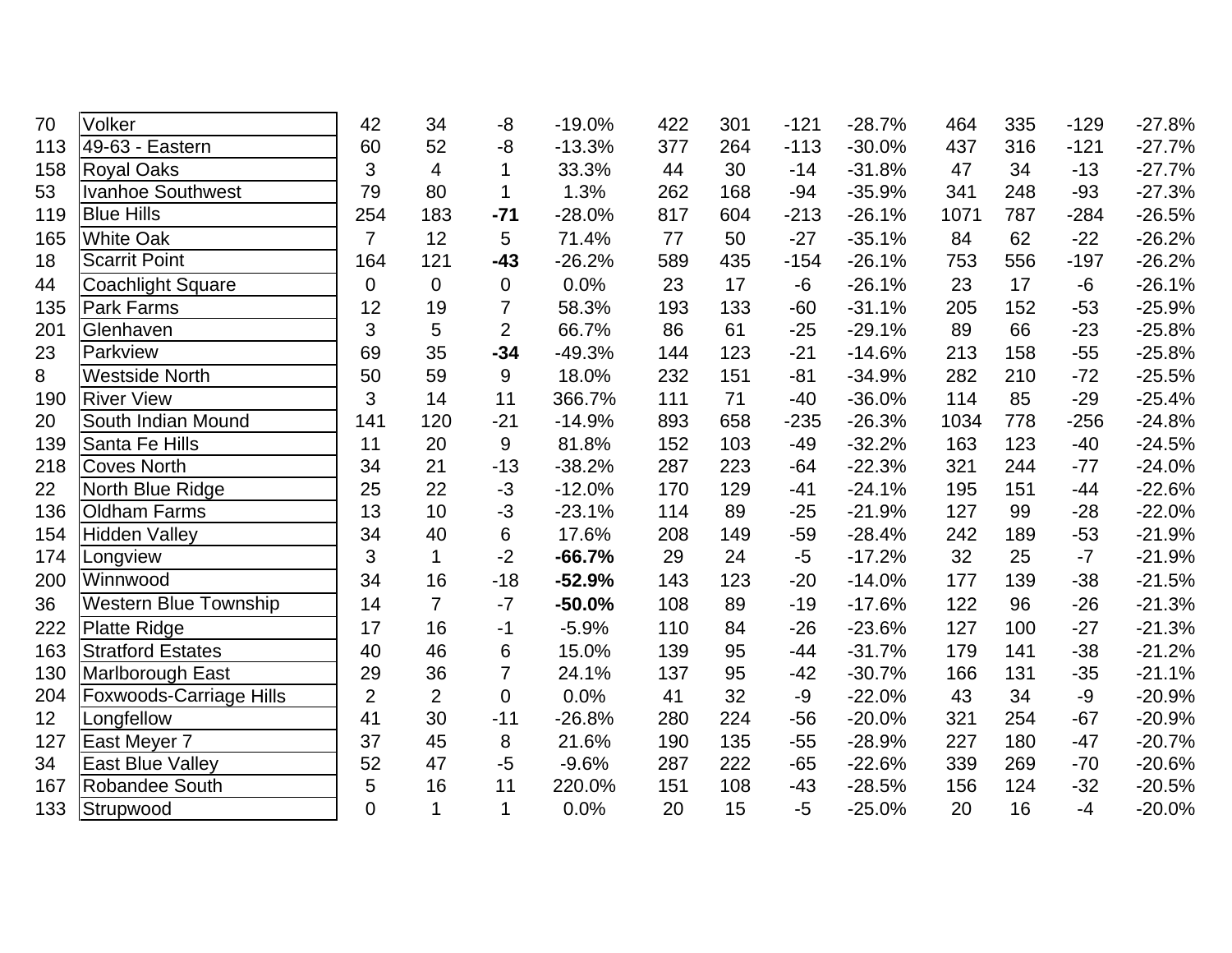| | | | | | | | | | | | | | |
|---|---|---|---|---|---|---|---|---|---|---|---|---|---|
| 70 | Volker | 42 | 34 | -8 | -19.0% | 422 | 301 | -121 | -28.7% | 464 | 335 | -129 | -27.8% |
| 113 | 49-63 - Eastern | 60 | 52 | -8 | -13.3% | 377 | 264 | -113 | -30.0% | 437 | 316 | -121 | -27.7% |
| 158 | Royal Oaks | 3 | 4 | 1 | 33.3% | 44 | 30 | -14 | -31.8% | 47 | 34 | -13 | -27.7% |
| 53 | Ivanhoe Southwest | 79 | 80 | 1 | 1.3% | 262 | 168 | -94 | -35.9% | 341 | 248 | -93 | -27.3% |
| 119 | Blue Hills | 254 | 183 | **-71** | -28.0% | 817 | 604 | -213 | -26.1% | 1071 | 787 | -284 | -26.5% |
| 165 | White Oak | 7 | 12 | 5 | 71.4% | 77 | 50 | -27 | -35.1% | 84 | 62 | -22 | -26.2% |
| 18 | Scarrit Point | 164 | 121 | **-43** | -26.2% | 589 | 435 | -154 | -26.1% | 753 | 556 | -197 | -26.2% |
| 44 | Coachlight Square | 0 | 0 | 0 | 0.0% | 23 | 17 | -6 | -26.1% | 23 | 17 | -6 | -26.1% |
| 135 | Park Farms | 12 | 19 | 7 | 58.3% | 193 | 133 | -60 | -31.1% | 205 | 152 | -53 | -25.9% |
| 201 | Glenhaven | 3 | 5 | 2 | 66.7% | 86 | 61 | -25 | -29.1% | 89 | 66 | -23 | -25.8% |
| 23 | Parkview | 69 | 35 | **-34** | -49.3% | 144 | 123 | -21 | -14.6% | 213 | 158 | -55 | -25.8% |
| 8 | Westside North | 50 | 59 | 9 | 18.0% | 232 | 151 | -81 | -34.9% | 282 | 210 | -72 | -25.5% |
| 190 | River View | 3 | 14 | 11 | 366.7% | 111 | 71 | -40 | -36.0% | 114 | 85 | -29 | -25.4% |
| 20 | South Indian Mound | 141 | 120 | -21 | -14.9% | 893 | 658 | -235 | -26.3% | 1034 | 778 | -256 | -24.8% |
| 139 | Santa Fe Hills | 11 | 20 | 9 | 81.8% | 152 | 103 | -49 | -32.2% | 163 | 123 | -40 | -24.5% |
| 218 | Coves North | 34 | 21 | -13 | -38.2% | 287 | 223 | -64 | -22.3% | 321 | 244 | -77 | -24.0% |
| 22 | North Blue Ridge | 25 | 22 | -3 | -12.0% | 170 | 129 | -41 | -24.1% | 195 | 151 | -44 | -22.6% |
| 136 | Oldham Farms | 13 | 10 | -3 | -23.1% | 114 | 89 | -25 | -21.9% | 127 | 99 | -28 | -22.0% |
| 154 | Hidden Valley | 34 | 40 | 6 | 17.6% | 208 | 149 | -59 | -28.4% | 242 | 189 | -53 | -21.9% |
| 174 | Longview | 3 | 1 | -2 | **-66.7%** | 29 | 24 | -5 | -17.2% | 32 | 25 | -7 | -21.9% |
| 200 | Winnwood | 34 | 16 | -18 | **-52.9%** | 143 | 123 | -20 | -14.0% | 177 | 139 | -38 | -21.5% |
| 36 | Western Blue Township | 14 | 7 | -7 | **-50.0%** | 108 | 89 | -19 | -17.6% | 122 | 96 | -26 | -21.3% |
| 222 | Platte Ridge | 17 | 16 | -1 | -5.9% | 110 | 84 | -26 | -23.6% | 127 | 100 | -27 | -21.3% |
| 163 | Stratford Estates | 40 | 46 | 6 | 15.0% | 139 | 95 | -44 | -31.7% | 179 | 141 | -38 | -21.2% |
| 130 | Marlborough East | 29 | 36 | 7 | 24.1% | 137 | 95 | -42 | -30.7% | 166 | 131 | -35 | -21.1% |
| 204 | Foxwoods-Carriage Hills | 2 | 2 | 0 | 0.0% | 41 | 32 | -9 | -22.0% | 43 | 34 | -9 | -20.9% |
| 12 | Longfellow | 41 | 30 | -11 | -26.8% | 280 | 224 | -56 | -20.0% | 321 | 254 | -67 | -20.9% |
| 127 | East Meyer 7 | 37 | 45 | 8 | 21.6% | 190 | 135 | -55 | -28.9% | 227 | 180 | -47 | -20.7% |
| 34 | East Blue Valley | 52 | 47 | -5 | -9.6% | 287 | 222 | -65 | -22.6% | 339 | 269 | -70 | -20.6% |
| 167 | Robandee South | 5 | 16 | 11 | 220.0% | 151 | 108 | -43 | -28.5% | 156 | 124 | -32 | -20.5% |
| 133 | Strupwood | 0 | 1 | 1 | 0.0% | 20 | 15 | -5 | -25.0% | 20 | 16 | -4 | -20.0% |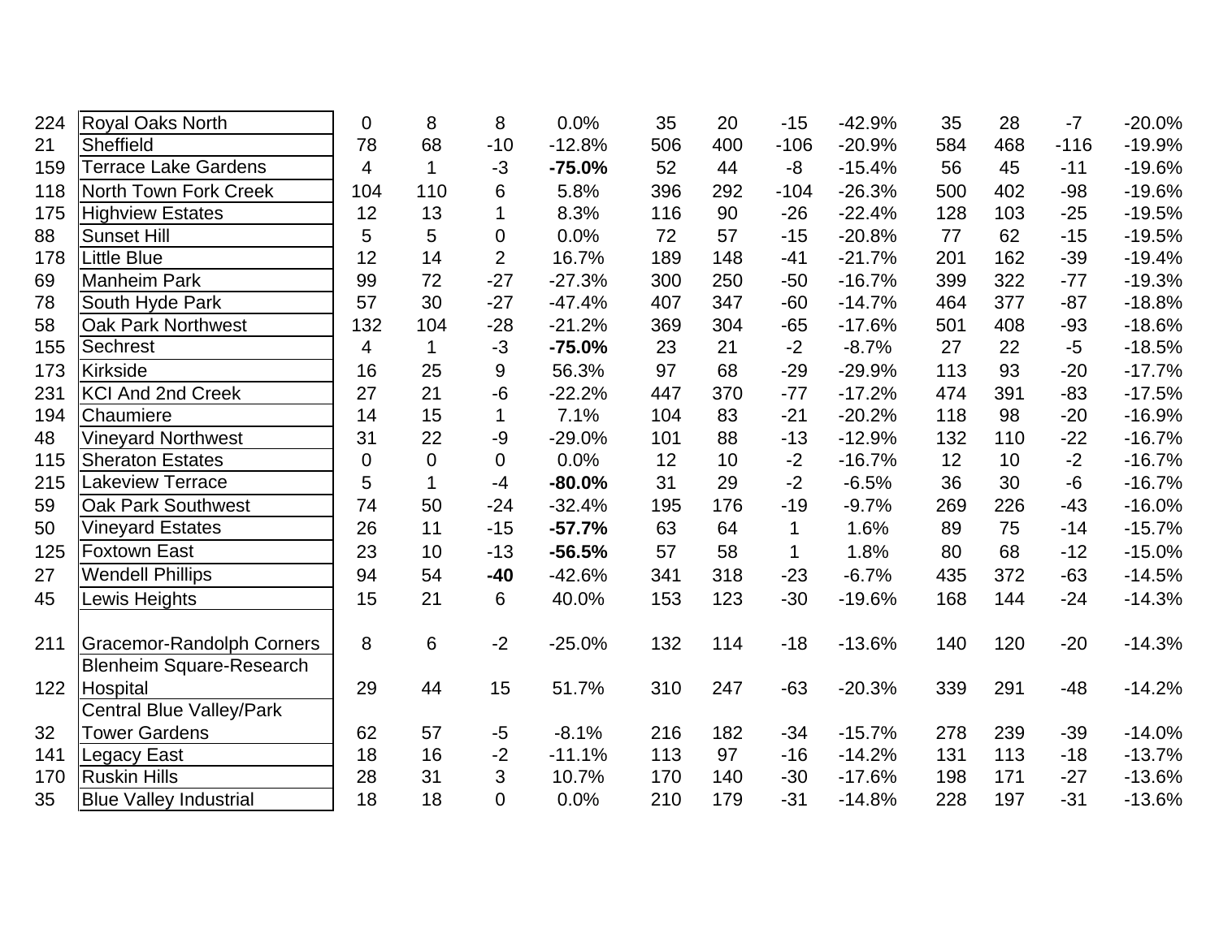| | | | | | | | | | | | | | |
|---|---|---|---|---|---|---|---|---|---|---|---|---|---|
| 224 | Royal Oaks North | 0 | 8 | 8 | 0.0% | 35 | 20 | -15 | -42.9% | 35 | 28 | -7 | -20.0% |
| 21 | Sheffield | 78 | 68 | -10 | -12.8% | 506 | 400 | -106 | -20.9% | 584 | 468 | -116 | -19.9% |
| 159 | Terrace Lake Gardens | 4 | 1 | -3 | **-75.0%** | 52 | 44 | -8 | -15.4% | 56 | 45 | -11 | -19.6% |
| 118 | North Town Fork Creek | 104 | 110 | 6 | 5.8% | 396 | 292 | -104 | -26.3% | 500 | 402 | -98 | -19.6% |
| 175 | Highview Estates | 12 | 13 | 1 | 8.3% | 116 | 90 | -26 | -22.4% | 128 | 103 | -25 | -19.5% |
| 88 | Sunset Hill | 5 | 5 | 0 | 0.0% | 72 | 57 | -15 | -20.8% | 77 | 62 | -15 | -19.5% |
| 178 | Little Blue | 12 | 14 | 2 | 16.7% | 189 | 148 | -41 | -21.7% | 201 | 162 | -39 | -19.4% |
| 69 | Manheim Park | 99 | 72 | -27 | -27.3% | 300 | 250 | -50 | -16.7% | 399 | 322 | -77 | -19.3% |
| 78 | South Hyde Park | 57 | 30 | -27 | -47.4% | 407 | 347 | -60 | -14.7% | 464 | 377 | -87 | -18.8% |
| 58 | Oak Park Northwest | 132 | 104 | -28 | -21.2% | 369 | 304 | -65 | -17.6% | 501 | 408 | -93 | -18.6% |
| 155 | Sechrest | 4 | 1 | -3 | **-75.0%** | 23 | 21 | -2 | -8.7% | 27 | 22 | -5 | -18.5% |
| 173 | Kirkside | 16 | 25 | 9 | 56.3% | 97 | 68 | -29 | -29.9% | 113 | 93 | -20 | -17.7% |
| 231 | KCI And 2nd Creek | 27 | 21 | -6 | -22.2% | 447 | 370 | -77 | -17.2% | 474 | 391 | -83 | -17.5% |
| 194 | Chaumiere | 14 | 15 | 1 | 7.1% | 104 | 83 | -21 | -20.2% | 118 | 98 | -20 | -16.9% |
| 48 | Vineyard Northwest | 31 | 22 | -9 | -29.0% | 101 | 88 | -13 | -12.9% | 132 | 110 | -22 | -16.7% |
| 115 | Sheraton Estates | 0 | 0 | 0 | 0.0% | 12 | 10 | -2 | -16.7% | 12 | 10 | -2 | -16.7% |
| 215 | Lakeview Terrace | 5 | 1 | -4 | **-80.0%** | 31 | 29 | -2 | -6.5% | 36 | 30 | -6 | -16.7% |
| 59 | Oak Park Southwest | 74 | 50 | -24 | -32.4% | 195 | 176 | -19 | -9.7% | 269 | 226 | -43 | -16.0% |
| 50 | Vineyard Estates | 26 | 11 | -15 | **-57.7%** | 63 | 64 | 1 | 1.6% | 89 | 75 | -14 | -15.7% |
| 125 | Foxtown East | 23 | 10 | -13 | **-56.5%** | 57 | 58 | 1 | 1.8% | 80 | 68 | -12 | -15.0% |
| 27 | Wendell Phillips | 94 | 54 | **-40** | -42.6% | 341 | 318 | -23 | -6.7% | 435 | 372 | -63 | -14.5% |
| 45 | Lewis Heights | 15 | 21 | 6 | 40.0% | 153 | 123 | -30 | -19.6% | 168 | 144 | -24 | -14.3% |
| 211 | Gracemor-Randolph Corners | 8 | 6 | -2 | -25.0% | 132 | 114 | -18 | -13.6% | 140 | 120 | -20 | -14.3% |
| 122 | Blenheim Square-Research Hospital | 29 | 44 | 15 | 51.7% | 310 | 247 | -63 | -20.3% | 339 | 291 | -48 | -14.2% |
| 32 | Central Blue Valley/Park Tower Gardens | 62 | 57 | -5 | -8.1% | 216 | 182 | -34 | -15.7% | 278 | 239 | -39 | -14.0% |
| 141 | Legacy East | 18 | 16 | -2 | -11.1% | 113 | 97 | -16 | -14.2% | 131 | 113 | -18 | -13.7% |
| 170 | Ruskin Hills | 28 | 31 | 3 | 10.7% | 170 | 140 | -30 | -17.6% | 198 | 171 | -27 | -13.6% |
| 35 | Blue Valley Industrial | 18 | 18 | 0 | 0.0% | 210 | 179 | -31 | -14.8% | 228 | 197 | -31 | -13.6% |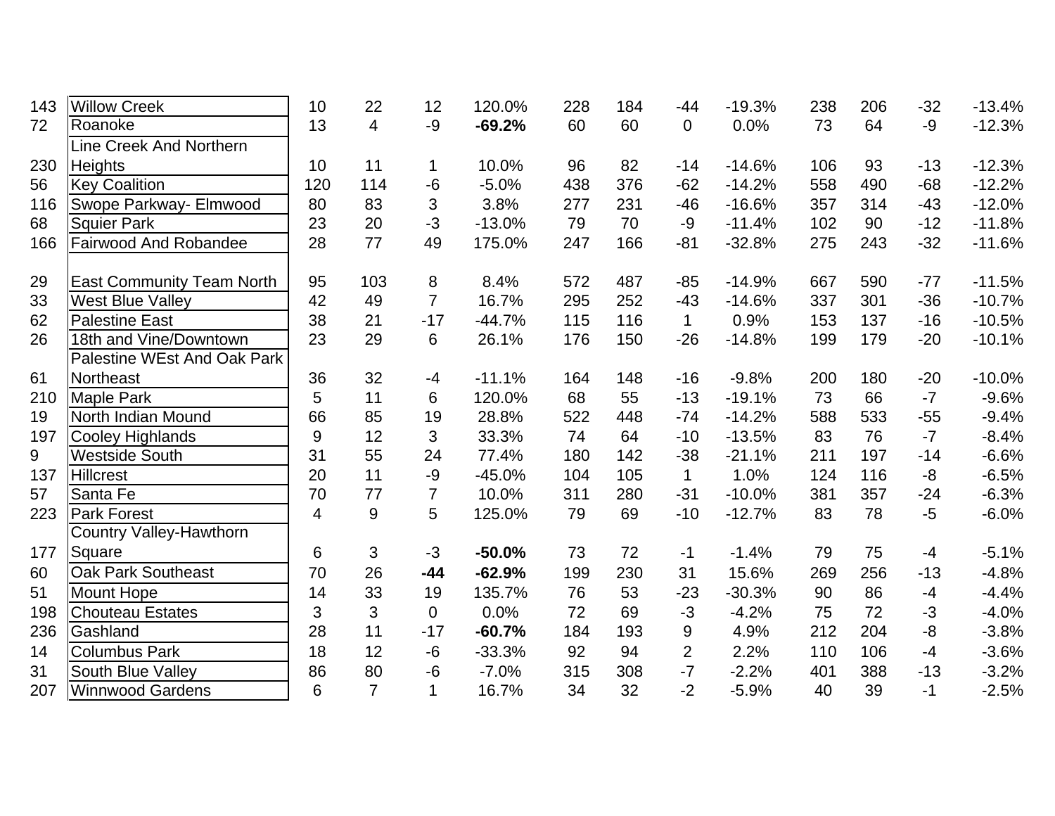| | | | | | | | | | | | | | |
|---|---|---|---|---|---|---|---|---|---|---|---|---|---|
| 143 | Willow Creek | 10 | 22 | 12 | 120.0% | 228 | 184 | -44 | -19.3% | 238 | 206 | -32 | -13.4% |
| 72 | Roanoke | 13 | 4 | -9 | **-69.2%** | 60 | 60 | 0 | 0.0% | 73 | 64 | -9 | -12.3% |
| 230 | Line Creek And Northern Heights | 10 | 11 | 1 | 10.0% | 96 | 82 | -14 | -14.6% | 106 | 93 | -13 | -12.3% |
| 56 | Key Coalition | 120 | 114 | -6 | -5.0% | 438 | 376 | -62 | -14.2% | 558 | 490 | -68 | -12.2% |
| 116 | Swope Parkway- Elmwood | 80 | 83 | 3 | 3.8% | 277 | 231 | -46 | -16.6% | 357 | 314 | -43 | -12.0% |
| 68 | Squier Park | 23 | 20 | -3 | -13.0% | 79 | 70 | -9 | -11.4% | 102 | 90 | -12 | -11.8% |
| 166 | Fairwood And Robandee | 28 | 77 | 49 | 175.0% | 247 | 166 | -81 | -32.8% | 275 | 243 | -32 | -11.6% |
| 29 | East Community Team North | 95 | 103 | 8 | 8.4% | 572 | 487 | -85 | -14.9% | 667 | 590 | -77 | -11.5% |
| 33 | West Blue Valley | 42 | 49 | 7 | 16.7% | 295 | 252 | -43 | -14.6% | 337 | 301 | -36 | -10.7% |
| 62 | Palestine East | 38 | 21 | -17 | -44.7% | 115 | 116 | 1 | 0.9% | 153 | 137 | -16 | -10.5% |
| 26 | 18th and Vine/Downtown | 23 | 29 | 6 | 26.1% | 176 | 150 | -26 | -14.8% | 199 | 179 | -20 | -10.1% |
| 61 | Palestine WEst And Oak Park Northeast | 36 | 32 | -4 | -11.1% | 164 | 148 | -16 | -9.8% | 200 | 180 | -20 | -10.0% |
| 210 | Maple Park | 5 | 11 | 6 | 120.0% | 68 | 55 | -13 | -19.1% | 73 | 66 | -7 | -9.6% |
| 19 | North Indian Mound | 66 | 85 | 19 | 28.8% | 522 | 448 | -74 | -14.2% | 588 | 533 | -55 | -9.4% |
| 197 | Cooley Highlands | 9 | 12 | 3 | 33.3% | 74 | 64 | -10 | -13.5% | 83 | 76 | -7 | -8.4% |
| 9 | Westside South | 31 | 55 | 24 | 77.4% | 180 | 142 | -38 | -21.1% | 211 | 197 | -14 | -6.6% |
| 137 | Hillcrest | 20 | 11 | -9 | -45.0% | 104 | 105 | 1 | 1.0% | 124 | 116 | -8 | -6.5% |
| 57 | Santa Fe | 70 | 77 | 7 | 10.0% | 311 | 280 | -31 | -10.0% | 381 | 357 | -24 | -6.3% |
| 223 | Park Forest | 4 | 9 | 5 | 125.0% | 79 | 69 | -10 | -12.7% | 83 | 78 | -5 | -6.0% |
| 177 | Country Valley-Hawthorn Square | 6 | 3 | -3 | **-50.0%** | 73 | 72 | -1 | -1.4% | 79 | 75 | -4 | -5.1% |
| 60 | Oak Park Southeast | 70 | 26 | **-44** | **-62.9%** | 199 | 230 | 31 | 15.6% | 269 | 256 | -13 | -4.8% |
| 51 | Mount Hope | 14 | 33 | 19 | 135.7% | 76 | 53 | -23 | -30.3% | 90 | 86 | -4 | -4.4% |
| 198 | Chouteau Estates | 3 | 3 | 0 | 0.0% | 72 | 69 | -3 | -4.2% | 75 | 72 | -3 | -4.0% |
| 236 | Gashland | 28 | 11 | -17 | **-60.7%** | 184 | 193 | 9 | 4.9% | 212 | 204 | -8 | -3.8% |
| 14 | Columbus Park | 18 | 12 | -6 | -33.3% | 92 | 94 | 2 | 2.2% | 110 | 106 | -4 | -3.6% |
| 31 | South Blue Valley | 86 | 80 | -6 | -7.0% | 315 | 308 | -7 | -2.2% | 401 | 388 | -13 | -3.2% |
| 207 | Winnwood Gardens | 6 | 7 | 1 | 16.7% | 34 | 32 | -2 | -5.9% | 40 | 39 | -1 | -2.5% |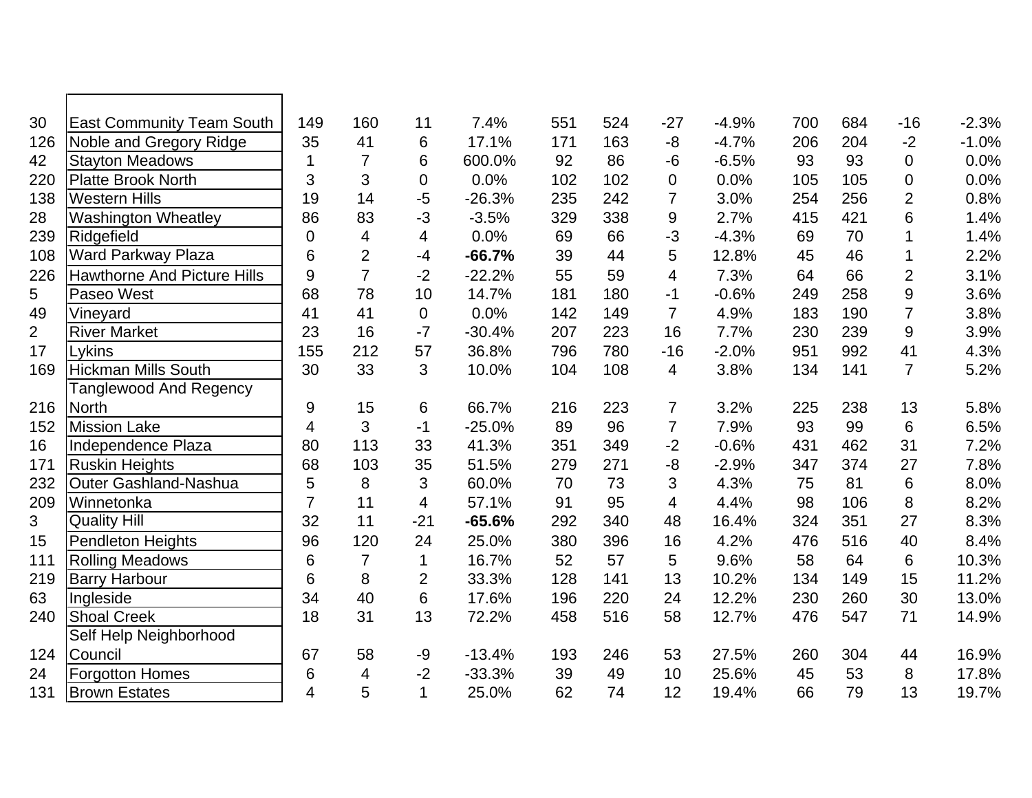| | | | | | | | | | | | | | |
|---|---|---|---|---|---|---|---|---|---|---|---|---|---|
| 30 | East Community Team South | 149 | 160 | 11 | 7.4% | 551 | 524 | -27 | -4.9% | 700 | 684 | -16 | -2.3% |
| 126 | Noble and Gregory Ridge | 35 | 41 | 6 | 17.1% | 171 | 163 | -8 | -4.7% | 206 | 204 | -2 | -1.0% |
| 42 | Stayton Meadows | 1 | 7 | 6 | 600.0% | 92 | 86 | -6 | -6.5% | 93 | 93 | 0 | 0.0% |
| 220 | Platte Brook North | 3 | 3 | 0 | 0.0% | 102 | 102 | 0 | 0.0% | 105 | 105 | 0 | 0.0% |
| 138 | Western Hills | 19 | 14 | -5 | -26.3% | 235 | 242 | 7 | 3.0% | 254 | 256 | 2 | 0.8% |
| 28 | Washington Wheatley | 86 | 83 | -3 | -3.5% | 329 | 338 | 9 | 2.7% | 415 | 421 | 6 | 1.4% |
| 239 | Ridgefield | 0 | 4 | 4 | 0.0% | 69 | 66 | -3 | -4.3% | 69 | 70 | 1 | 1.4% |
| 108 | Ward Parkway Plaza | 6 | 2 | -4 | **-66.7%** | 39 | 44 | 5 | 12.8% | 45 | 46 | 1 | 2.2% |
| 226 | Hawthorne And Picture Hills | 9 | 7 | -2 | -22.2% | 55 | 59 | 4 | 7.3% | 64 | 66 | 2 | 3.1% |
| 5 | Paseo West | 68 | 78 | 10 | 14.7% | 181 | 180 | -1 | -0.6% | 249 | 258 | 9 | 3.6% |
| 49 | Vineyard | 41 | 41 | 0 | 0.0% | 142 | 149 | 7 | 4.9% | 183 | 190 | 7 | 3.8% |
| 2 | River Market | 23 | 16 | -7 | -30.4% | 207 | 223 | 16 | 7.7% | 230 | 239 | 9 | 3.9% |
| 17 | Lykins | 155 | 212 | 57 | 36.8% | 796 | 780 | -16 | -2.0% | 951 | 992 | 41 | 4.3% |
| 169 | Hickman Mills South | 30 | 33 | 3 | 10.0% | 104 | 108 | 4 | 3.8% | 134 | 141 | 7 | 5.2% |
| 216 | Tanglewood And Regency North | 9 | 15 | 6 | 66.7% | 216 | 223 | 7 | 3.2% | 225 | 238 | 13 | 5.8% |
| 152 | Mission Lake | 4 | 3 | -1 | -25.0% | 89 | 96 | 7 | 7.9% | 93 | 99 | 6 | 6.5% |
| 16 | Independence Plaza | 80 | 113 | 33 | 41.3% | 351 | 349 | -2 | -0.6% | 431 | 462 | 31 | 7.2% |
| 171 | Ruskin Heights | 68 | 103 | 35 | 51.5% | 279 | 271 | -8 | -2.9% | 347 | 374 | 27 | 7.8% |
| 232 | Outer Gashland-Nashua | 5 | 8 | 3 | 60.0% | 70 | 73 | 3 | 4.3% | 75 | 81 | 6 | 8.0% |
| 209 | Winnetonka | 7 | 11 | 4 | 57.1% | 91 | 95 | 4 | 4.4% | 98 | 106 | 8 | 8.2% |
| 3 | Quality Hill | 32 | 11 | -21 | **-65.6%** | 292 | 340 | 48 | 16.4% | 324 | 351 | 27 | 8.3% |
| 15 | Pendleton Heights | 96 | 120 | 24 | 25.0% | 380 | 396 | 16 | 4.2% | 476 | 516 | 40 | 8.4% |
| 111 | Rolling Meadows | 6 | 7 | 1 | 16.7% | 52 | 57 | 5 | 9.6% | 58 | 64 | 6 | 10.3% |
| 219 | Barry Harbour | 6 | 8 | 2 | 33.3% | 128 | 141 | 13 | 10.2% | 134 | 149 | 15 | 11.2% |
| 63 | Ingleside | 34 | 40 | 6 | 17.6% | 196 | 220 | 24 | 12.2% | 230 | 260 | 30 | 13.0% |
| 240 | Shoal Creek | 18 | 31 | 13 | 72.2% | 458 | 516 | 58 | 12.7% | 476 | 547 | 71 | 14.9% |
| 124 | Self Help Neighborhood Council | 67 | 58 | -9 | -13.4% | 193 | 246 | 53 | 27.5% | 260 | 304 | 44 | 16.9% |
| 24 | Forgotton Homes | 6 | 4 | -2 | -33.3% | 39 | 49 | 10 | 25.6% | 45 | 53 | 8 | 17.8% |
| 131 | Brown Estates | 4 | 5 | 1 | 25.0% | 62 | 74 | 12 | 19.4% | 66 | 79 | 13 | 19.7% |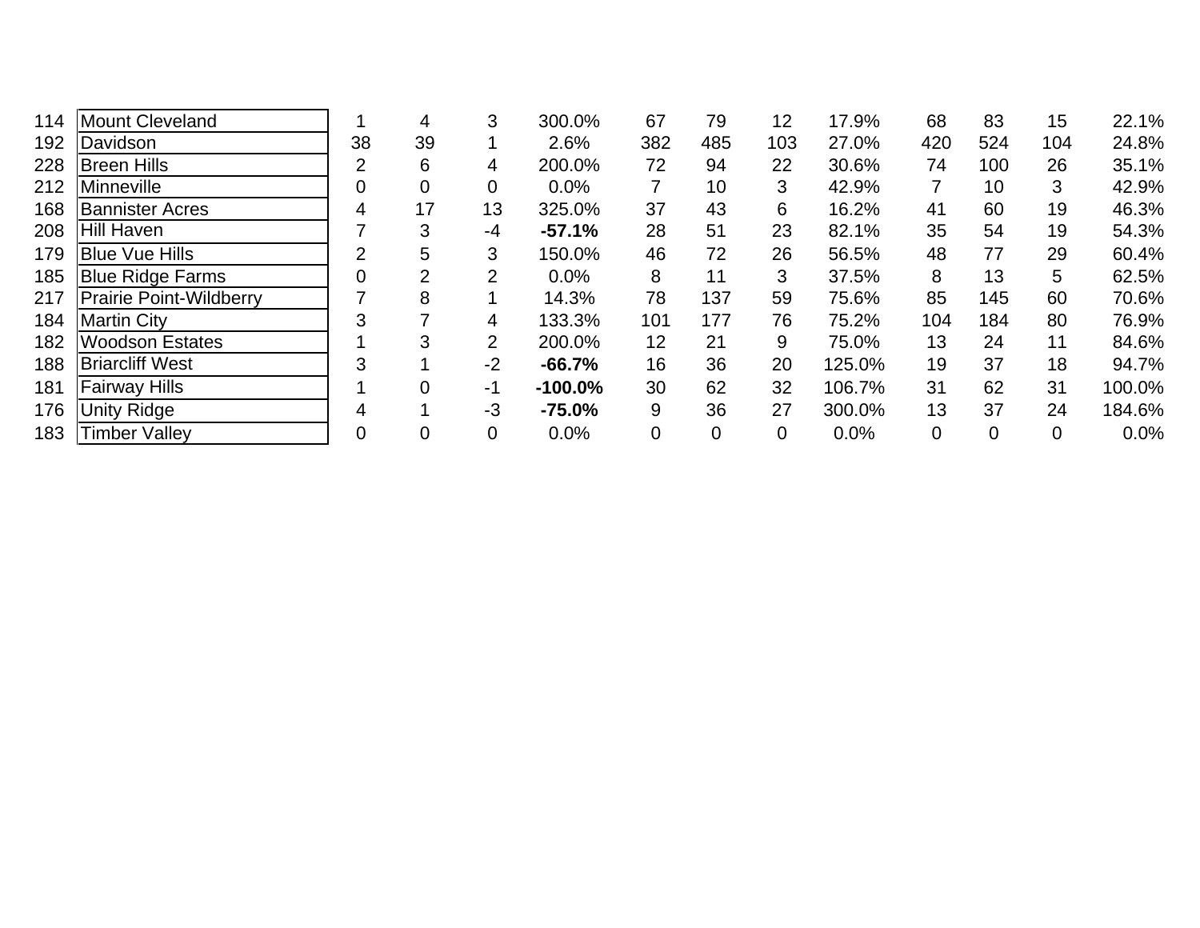| | | | | | | | | | | | | | |
|---|---|---|---|---|---|---|---|---|---|---|---|---|---|
| 114 | Mount Cleveland | 1 | 4 | 3 | 300.0% | 67 | 79 | 12 | 17.9% | 68 | 83 | 15 | 22.1% |
| 192 | Davidson | 38 | 39 | 1 | 2.6% | 382 | 485 | 103 | 27.0% | 420 | 524 | 104 | 24.8% |
| 228 | Breen Hills | 2 | 6 | 4 | 200.0% | 72 | 94 | 22 | 30.6% | 74 | 100 | 26 | 35.1% |
| 212 | Minneville | 0 | 0 | 0 | 0.0% | 7 | 10 | 3 | 42.9% | 7 | 10 | 3 | 42.9% |
| 168 | Bannister Acres | 4 | 17 | 13 | 325.0% | 37 | 43 | 6 | 16.2% | 41 | 60 | 19 | 46.3% |
| 208 | Hill Haven | 7 | 3 | -4 | **-57.1%** | 28 | 51 | 23 | 82.1% | 35 | 54 | 19 | 54.3% |
| 179 | Blue Vue Hills | 2 | 5 | 3 | 150.0% | 46 | 72 | 26 | 56.5% | 48 | 77 | 29 | 60.4% |
| 185 | Blue Ridge Farms | 0 | 2 | 2 | 0.0% | 8 | 11 | 3 | 37.5% | 8 | 13 | 5 | 62.5% |
| 217 | Prairie Point-Wildberry | 7 | 8 | 1 | 14.3% | 78 | 137 | 59 | 75.6% | 85 | 145 | 60 | 70.6% |
| 184 | Martin City | 3 | 7 | 4 | 133.3% | 101 | 177 | 76 | 75.2% | 104 | 184 | 80 | 76.9% |
| 182 | Woodson Estates | 1 | 3 | 2 | 200.0% | 12 | 21 | 9 | 75.0% | 13 | 24 | 11 | 84.6% |
| 188 | Briarcliff West | 3 | 1 | -2 | **-66.7%** | 16 | 36 | 20 | 125.0% | 19 | 37 | 18 | 94.7% |
| 181 | Fairway Hills | 1 | 0 | -1 | **-100.0%** | 30 | 62 | 32 | 106.7% | 31 | 62 | 31 | 100.0% |
| 176 | Unity Ridge | 4 | 1 | -3 | **-75.0%** | 9 | 36 | 27 | 300.0% | 13 | 37 | 24 | 184.6% |
| 183 | Timber Valley | 0 | 0 | 0 | 0.0% | 0 | 0 | 0 | 0.0% | 0 | 0 | 0 | 0.0% |